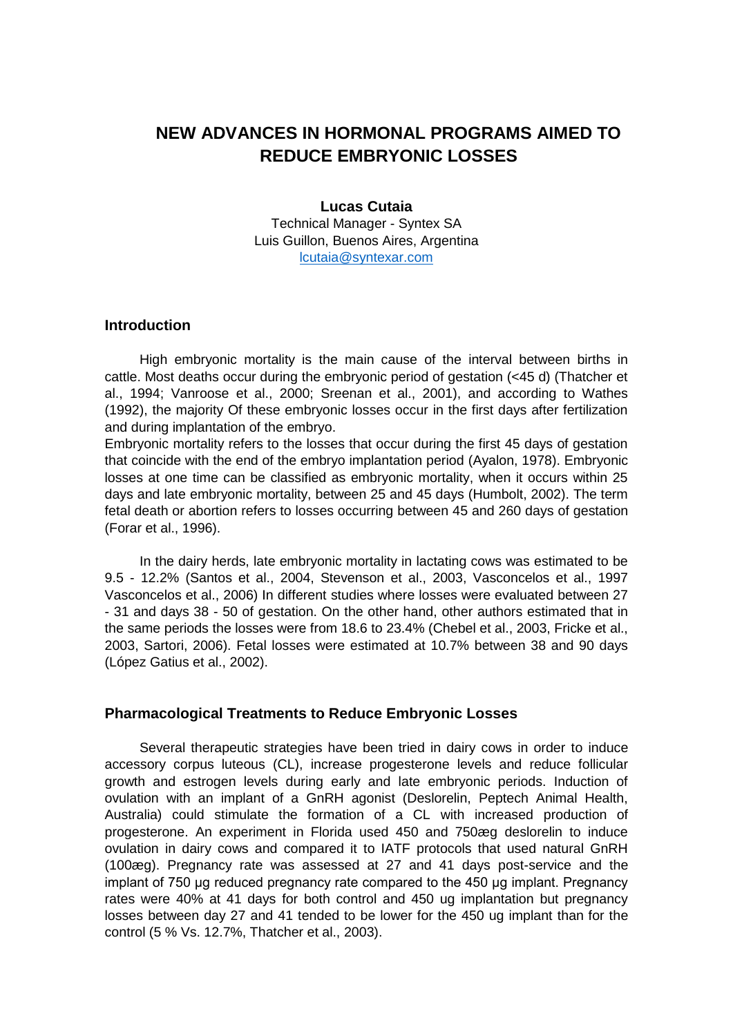# NEW ADVANCES IN HORMONAL PROGRAMS AIMED TO REDUCE EMBRYONIC LOSSES

**Lucas Cutaia**

Technical Manager - Syntex SA
Luis Guillon, Buenos Aires, Argentina
lcutaia@syntexar.com

## Introduction

High embryonic mortality is the main cause of the interval between births in cattle. Most deaths occur during the embryonic period of gestation (<45 d) (Thatcher et al., 1994; Vanroose et al., 2000; Sreenan et al., 2001), and according to Wathes (1992), the majority Of these embryonic losses occur in the first days after fertilization and during implantation of the embryo.

Embryonic mortality refers to the losses that occur during the first 45 days of gestation that coincide with the end of the embryo implantation period (Ayalon, 1978). Embryonic losses at one time can be classified as embryonic mortality, when it occurs within 25 days and late embryonic mortality, between 25 and 45 days (Humbolt, 2002). The term fetal death or abortion refers to losses occurring between 45 and 260 days of gestation (Forar et al., 1996).

In the dairy herds, late embryonic mortality in lactating cows was estimated to be 9.5 - 12.2% (Santos et al., 2004, Stevenson et al., 2003, Vasconcelos et al., 1997 Vasconcelos et al., 2006) In different studies where losses were evaluated between 27 - 31 and days 38 - 50 of gestation. On the other hand, other authors estimated that in the same periods the losses were from 18.6 to 23.4% (Chebel et al., 2003, Fricke et al., 2003, Sartori, 2006). Fetal losses were estimated at 10.7% between 38 and 90 days (López Gatius et al., 2002).

## Pharmacological Treatments to Reduce Embryonic Losses

Several therapeutic strategies have been tried in dairy cows in order to induce accessory corpus luteous (CL), increase progesterone levels and reduce follicular growth and estrogen levels during early and late embryonic periods. Induction of ovulation with an implant of a GnRH agonist (Deslorelin, Peptech Animal Health, Australia) could stimulate the formation of a CL with increased production of progesterone. An experiment in Florida used 450 and 750æg deslorelin to induce ovulation in dairy cows and compared it to IATF protocols that used natural GnRH (100æg). Pregnancy rate was assessed at 27 and 41 days post-service and the implant of 750 µg reduced pregnancy rate compared to the 450 µg implant. Pregnancy rates were 40% at 41 days for both control and 450 ug implantation but pregnancy losses between day 27 and 41 tended to be lower for the 450 ug implant than for the control (5 % Vs. 12.7%, Thatcher et al., 2003).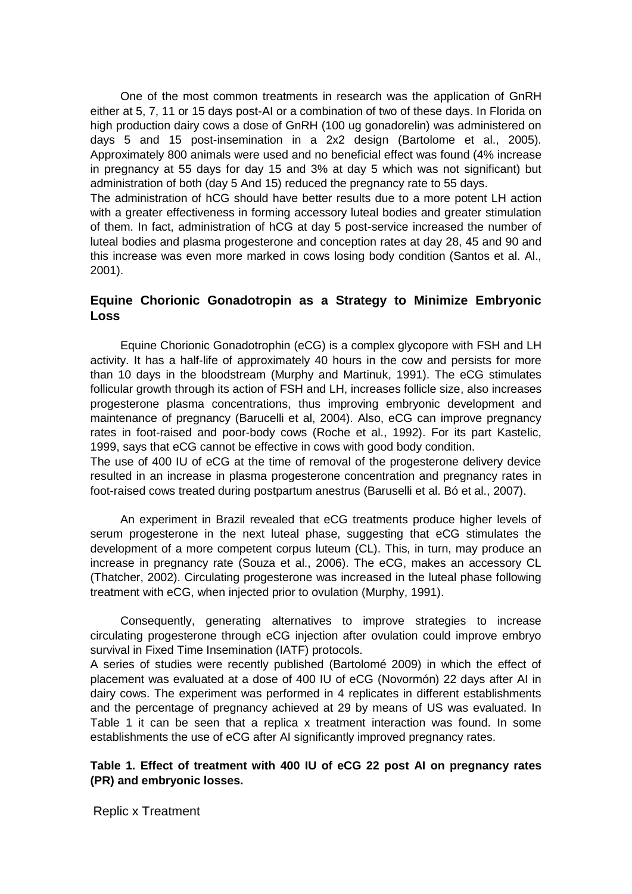One of the most common treatments in research was the application of GnRH either at 5, 7, 11 or 15 days post-AI or a combination of two of these days. In Florida on high production dairy cows a dose of GnRH (100 ug gonadorelin) was administered on days 5 and 15 post-insemination in a 2x2 design (Bartolome et al., 2005). Approximately 800 animals were used and no beneficial effect was found (4% increase in pregnancy at 55 days for day 15 and 3% at day 5 which was not significant) but administration of both (day 5 And 15) reduced the pregnancy rate to 55 days.

The administration of hCG should have better results due to a more potent LH action with a greater effectiveness in forming accessory luteal bodies and greater stimulation of them. In fact, administration of hCG at day 5 post-service increased the number of luteal bodies and plasma progesterone and conception rates at day 28, 45 and 90 and this increase was even more marked in cows losing body condition (Santos et al. Al., 2001).

## Equine Chorionic Gonadotropin as a Strategy to Minimize Embryonic Loss

Equine Chorionic Gonadotrophin (eCG) is a complex glycopore with FSH and LH activity. It has a half-life of approximately 40 hours in the cow and persists for more than 10 days in the bloodstream (Murphy and Martinuk, 1991). The eCG stimulates follicular growth through its action of FSH and LH, increases follicle size, also increases progesterone plasma concentrations, thus improving embryonic development and maintenance of pregnancy (Barucelli et al, 2004). Also, eCG can improve pregnancy rates in foot-raised and poor-body cows (Roche et al., 1992). For its part Kastelic, 1999, says that eCG cannot be effective in cows with good body condition.

The use of 400 IU of eCG at the time of removal of the progesterone delivery device resulted in an increase in plasma progesterone concentration and pregnancy rates in foot-raised cows treated during postpartum anestrus (Baruselli et al. Bó et al., 2007).

An experiment in Brazil revealed that eCG treatments produce higher levels of serum progesterone in the next luteal phase, suggesting that eCG stimulates the development of a more competent corpus luteum (CL). This, in turn, may produce an increase in pregnancy rate (Souza et al., 2006). The eCG, makes an accessory CL (Thatcher, 2002). Circulating progesterone was increased in the luteal phase following treatment with eCG, when injected prior to ovulation (Murphy, 1991).

Consequently, generating alternatives to improve strategies to increase circulating progesterone through eCG injection after ovulation could improve embryo survival in Fixed Time Insemination (IATF) protocols.

A series of studies were recently published (Bartolomé 2009) in which the effect of placement was evaluated at a dose of 400 IU of eCG (Novormón) 22 days after AI in dairy cows. The experiment was performed in 4 replicates in different establishments and the percentage of pregnancy achieved at 29 by means of US was evaluated. In Table 1 it can be seen that a replica x treatment interaction was found. In some establishments the use of eCG after AI significantly improved pregnancy rates.

**Table 1. Effect of treatment with 400 IU of eCG 22 post AI on pregnancy rates (PR) and embryonic losses.**

Replic x Treatment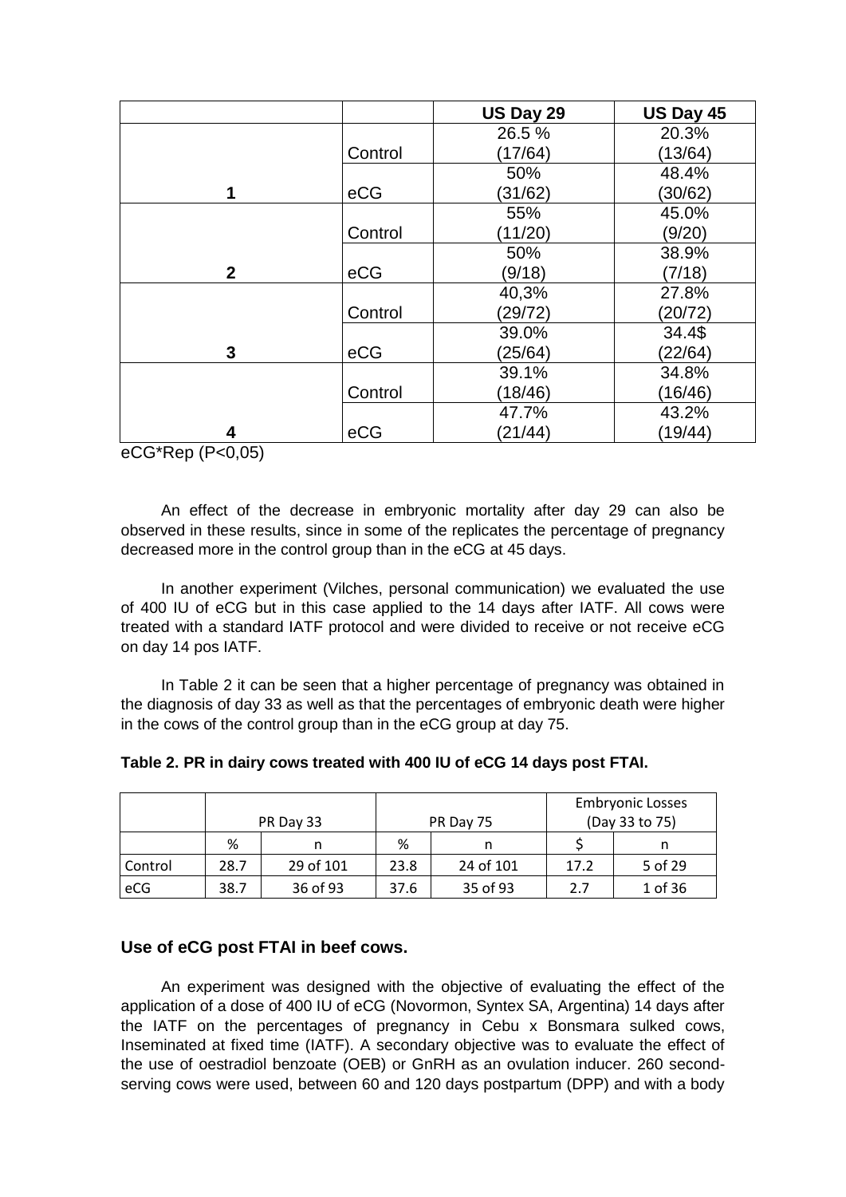| | | US Day 29 | US Day 45 |
|---|---|---|---|
| | Control | 26.5 % (17/64) | 20.3% (13/64) |
| 1 | eCG | 50% (31/62) | 48.4% (30/62) |
| | Control | 55% (11/20) | 45.0% (9/20) |
| 2 | eCG | 50% (9/18) | 38.9% (7/18) |
| | Control | 40,3% (29/72) | 27.8% (20/72) |
| 3 | eCG | 39.0% (25/64) | 34.4$ (22/64) |
| | Control | 39.1% (18/46) | 34.8% (16/46) |
| 4 | eCG | 47.7% (21/44) | 43.2% (19/44) |

eCG*Rep (P<0,05)

An effect of the decrease in embryonic mortality after day 29 can also be observed in these results, since in some of the replicates the percentage of pregnancy decreased more in the control group than in the eCG at 45 days.

In another experiment (Vilches, personal communication) we evaluated the use of 400 IU of eCG but in this case applied to the 14 days after IATF. All cows were treated with a standard IATF protocol and were divided to receive or not receive eCG on day 14 pos IATF.

In Table 2 it can be seen that a higher percentage of pregnancy was obtained in the diagnosis of day 33 as well as that the percentages of embryonic death were higher in the cows of the control group than in the eCG group at day 75.

**Table 2. PR in dairy cows treated with 400 IU of eCG 14 days post FTAI.**

| | PR Day 33 | | PR Day 75 | | Embryonic Losses (Day 33 to 75) | |
|---|---|---|---|---|---|---|
| | % | n | % | n | $ | n |
| Control | 28.7 | 29 of 101 | 23.8 | 24 of 101 | 17.2 | 5 of 29 |
| eCG | 38.7 | 36 of 93 | 37.6 | 35 of 93 | 2.7 | 1 of 36 |

### Use of eCG post FTAI in beef cows.

An experiment was designed with the objective of evaluating the effect of the application of a dose of 400 IU of eCG (Novormon, Syntex SA, Argentina) 14 days after the IATF on the percentages of pregnancy in Cebu x Bonsmara sulked cows, Inseminated at fixed time (IATF). A secondary objective was to evaluate the effect of the use of oestradiol benzoate (OEB) or GnRH as an ovulation inducer. 260 second-serving cows were used, between 60 and 120 days postpartum (DPP) and with a body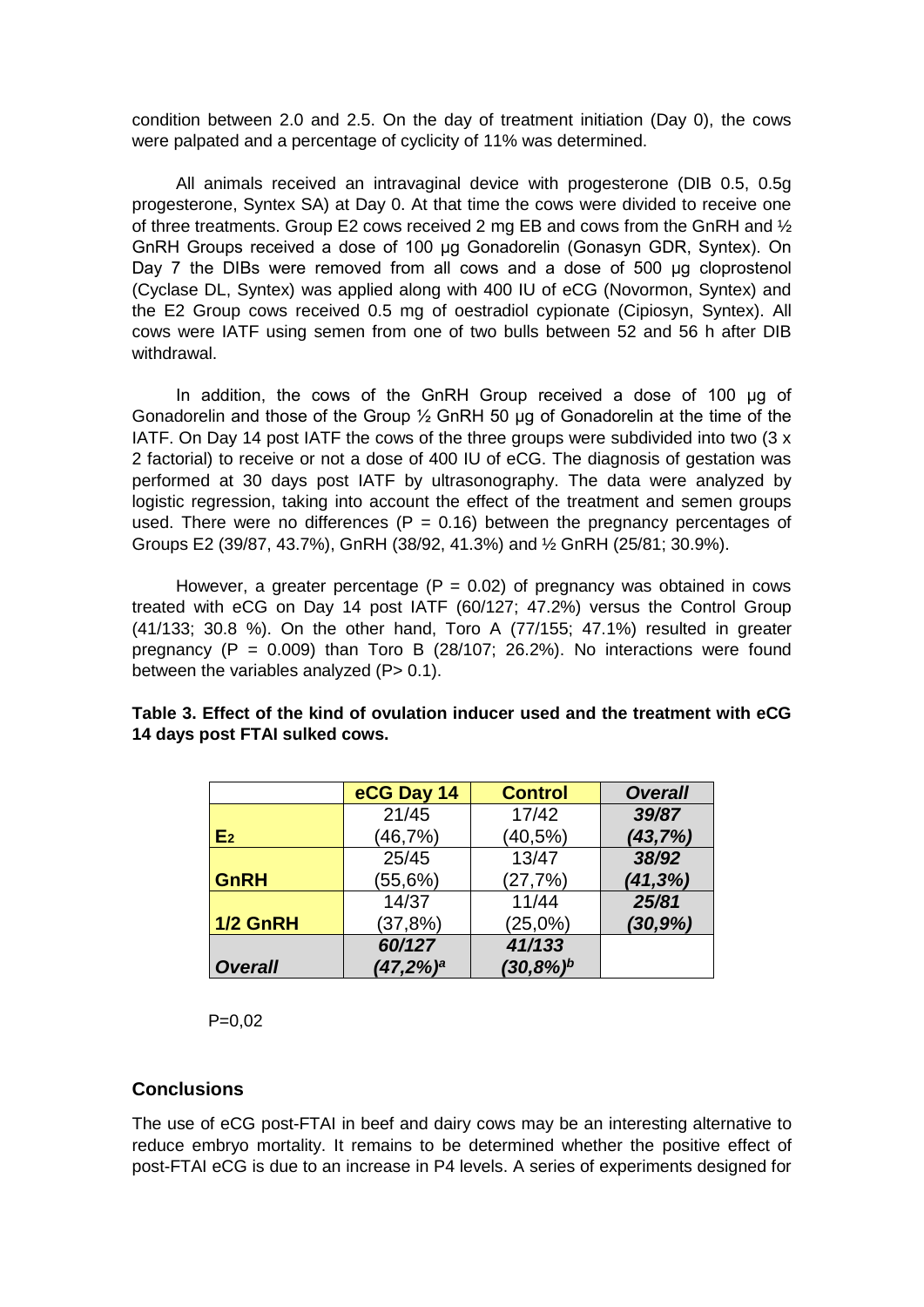condition between 2.0 and 2.5. On the day of treatment initiation (Day 0), the cows were palpated and a percentage of cyclicity of 11% was determined.

All animals received an intravaginal device with progesterone (DIB 0.5, 0.5g progesterone, Syntex SA) at Day 0. At that time the cows were divided to receive one of three treatments. Group E2 cows received 2 mg EB and cows from the GnRH and ½ GnRH Groups received a dose of 100 µg Gonadorelin (Gonasyn GDR, Syntex). On Day 7 the DIBs were removed from all cows and a dose of 500 µg cloprostenol (Cyclase DL, Syntex) was applied along with 400 IU of eCG (Novormon, Syntex) and the E2 Group cows received 0.5 mg of oestradiol cypionate (Cipiosyn, Syntex). All cows were IATF using semen from one of two bulls between 52 and 56 h after DIB withdrawal.

In addition, the cows of the GnRH Group received a dose of 100 µg of Gonadorelin and those of the Group ½ GnRH 50 µg of Gonadorelin at the time of the IATF. On Day 14 post IATF the cows of the three groups were subdivided into two (3 x 2 factorial) to receive or not a dose of 400 IU of eCG. The diagnosis of gestation was performed at 30 days post IATF by ultrasonography. The data were analyzed by logistic regression, taking into account the effect of the treatment and semen groups used. There were no differences ($P = 0.16$) between the pregnancy percentages of Groups E2 (39/87, 43.7%), GnRH (38/92, 41.3%) and ½ GnRH (25/81; 30.9%).

However, a greater percentage ($P = 0.02$) of pregnancy was obtained in cows treated with eCG on Day 14 post IATF (60/127; 47.2%) versus the Control Group (41/133; 30.8 %). On the other hand, Toro A (77/155; 47.1%) resulted in greater pregnancy ($P = 0.009$) than Toro B (28/107; 26.2%). No interactions were found between the variables analyzed ($P > 0.1$).

**Table 3. Effect of the kind of ovulation inducer used and the treatment with eCG 14 days post FTAI sulked cows.**

| | eCG Day 14 | Control | *Overall* |
|---|---|---|---|
| $E_2$ | 21/45 (46,7%) | 17/42 (40,5%) | ***39/87 (43,7%)*** |
| **GnRH** | 25/45 (55,6%) | 13/47 (27,7%) | ***38/92 (41,3%)*** |
| **1/2 GnRH** | 14/37 (37,8%) | 11/44 (25,0%) | ***25/81 (30,9%)*** |
| ***Overall*** | ***60/127 (47,2%)***[a] | ***41/133 (30,8%)***[b] | |

P=0,02

## Conclusions

The use of eCG post-FTAI in beef and dairy cows may be an interesting alternative to reduce embryo mortality. It remains to be determined whether the positive effect of post-FTAI eCG is due to an increase in P4 levels. A series of experiments designed for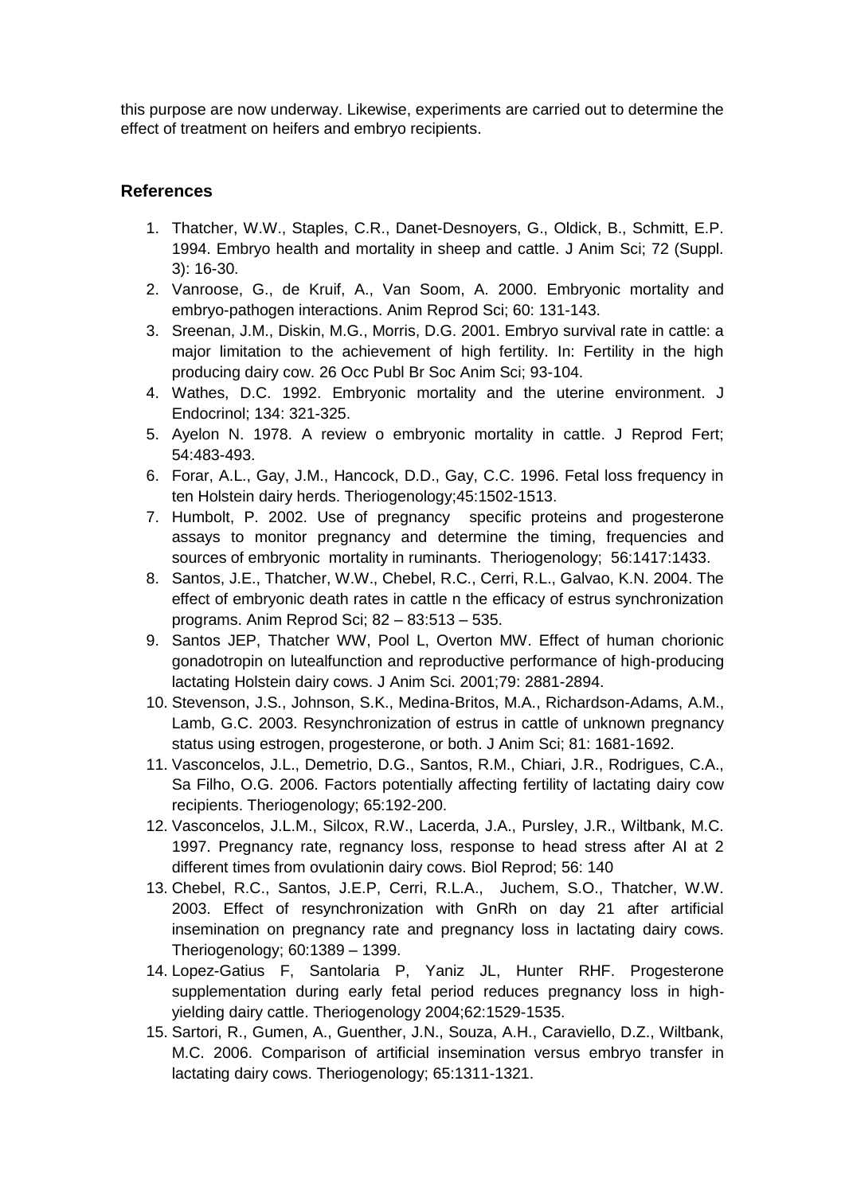this purpose are now underway. Likewise, experiments are carried out to determine the effect of treatment on heifers and embryo recipients.

## References

1. Thatcher, W.W., Staples, C.R., Danet-Desnoyers, G., Oldick, B., Schmitt, E.P. 1994. Embryo health and mortality in sheep and cattle. J Anim Sci; 72 (Suppl. 3): 16-30.
2. Vanroose, G., de Kruif, A., Van Soom, A. 2000. Embryonic mortality and embryo-pathogen interactions. Anim Reprod Sci; 60: 131-143.
3. Sreenan, J.M., Diskin, M.G., Morris, D.G. 2001. Embryo survival rate in cattle: a major limitation to the achievement of high fertility. In: Fertility in the high producing dairy cow. 26 Occ Publ Br Soc Anim Sci; 93-104.
4. Wathes, D.C. 1992. Embryonic mortality and the uterine environment. J Endocrinol; 134: 321-325.
5. Ayelon N. 1978. A review o embryonic mortality in cattle. J Reprod Fert; 54:483-493.
6. Forar, A.L., Gay, J.M., Hancock, D.D., Gay, C.C. 1996. Fetal loss frequency in ten Holstein dairy herds. Theriogenology;45:1502-1513.
7. Humbolt, P. 2002. Use of pregnancy specific proteins and progesterone assays to monitor pregnancy and determine the timing, frequencies and sources of embryonic mortality in ruminants. Theriogenology; 56:1417:1433.
8. Santos, J.E., Thatcher, W.W., Chebel, R.C., Cerri, R.L., Galvao, K.N. 2004. The effect of embryonic death rates in cattle n the efficacy of estrus synchronization programs. Anim Reprod Sci; 82 – 83:513 – 535.
9. Santos JEP, Thatcher WW, Pool L, Overton MW. Effect of human chorionic gonadotropin on lutealfunction and reproductive performance of high-producing lactating Holstein dairy cows. J Anim Sci. 2001;79: 2881-2894.
10. Stevenson, J.S., Johnson, S.K., Medina-Britos, M.A., Richardson-Adams, A.M., Lamb, G.C. 2003. Resynchronization of estrus in cattle of unknown pregnancy status using estrogen, progesterone, or both. J Anim Sci; 81: 1681-1692.
11. Vasconcelos, J.L., Demetrio, D.G., Santos, R.M., Chiari, J.R., Rodrigues, C.A., Sa Filho, O.G. 2006. Factors potentially affecting fertility of lactating dairy cow recipients. Theriogenology; 65:192-200.
12. Vasconcelos, J.L.M., Silcox, R.W., Lacerda, J.A., Pursley, J.R., Wiltbank, M.C. 1997. Pregnancy rate, regnancy loss, response to head stress after AI at 2 different times from ovulationin dairy cows. Biol Reprod; 56: 140
13. Chebel, R.C., Santos, J.E.P, Cerri, R.L.A., Juchem, S.O., Thatcher, W.W. 2003. Effect of resynchronization with GnRh on day 21 after artificial insemination on pregnancy rate and pregnancy loss in lactating dairy cows. Theriogenology; 60:1389 – 1399.
14. Lopez-Gatius F, Santolaria P, Yaniz JL, Hunter RHF. Progesterone supplementation during early fetal period reduces pregnancy loss in high-yielding dairy cattle. Theriogenology 2004;62:1529-1535.
15. Sartori, R., Gumen, A., Guenther, J.N., Souza, A.H., Caraviello, D.Z., Wiltbank, M.C. 2006. Comparison of artificial insemination versus embryo transfer in lactating dairy cows. Theriogenology; 65:1311-1321.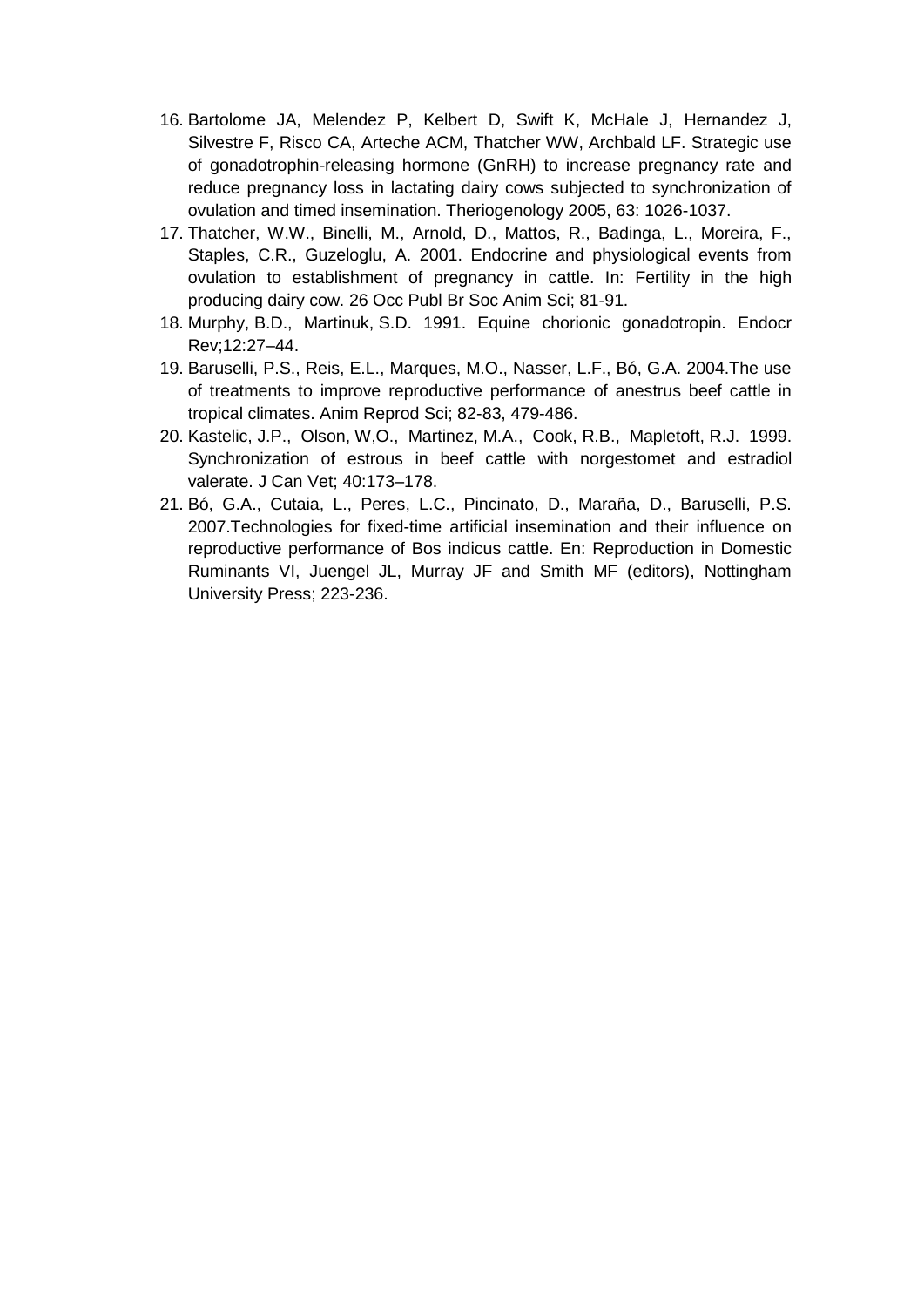16. Bartolome JA, Melendez P, Kelbert D, Swift K, McHale J, Hernandez J, Silvestre F, Risco CA, Arteche ACM, Thatcher WW, Archbald LF. Strategic use of gonadotrophin-releasing hormone (GnRH) to increase pregnancy rate and reduce pregnancy loss in lactating dairy cows subjected to synchronization of ovulation and timed insemination. Theriogenology 2005, 63: 1026-1037.
17. Thatcher, W.W., Binelli, M., Arnold, D., Mattos, R., Badinga, L., Moreira, F., Staples, C.R., Guzeloglu, A. 2001. Endocrine and physiological events from ovulation to establishment of pregnancy in cattle. In: Fertility in the high producing dairy cow. 26 Occ Publ Br Soc Anim Sci; 81-91.
18. Murphy, B.D., Martinuk, S.D. 1991. Equine chorionic gonadotropin. Endocr Rev;12:27–44.
19. Baruselli, P.S., Reis, E.L., Marques, M.O., Nasser, L.F., Bó, G.A. 2004.The use of treatments to improve reproductive performance of anestrus beef cattle in tropical climates. Anim Reprod Sci; 82-83, 479-486.
20. Kastelic, J.P., Olson, W,O., Martinez, M.A., Cook, R.B., Mapletoft, R.J. 1999. Synchronization of estrous in beef cattle with norgestomet and estradiol valerate. J Can Vet; 40:173–178.
21. Bó, G.A., Cutaia, L., Peres, L.C., Pincinato, D., Maraña, D., Baruselli, P.S. 2007.Technologies for fixed-time artificial insemination and their influence on reproductive performance of Bos indicus cattle. En: Reproduction in Domestic Ruminants VI, Juengel JL, Murray JF and Smith MF (editors), Nottingham University Press; 223-236.